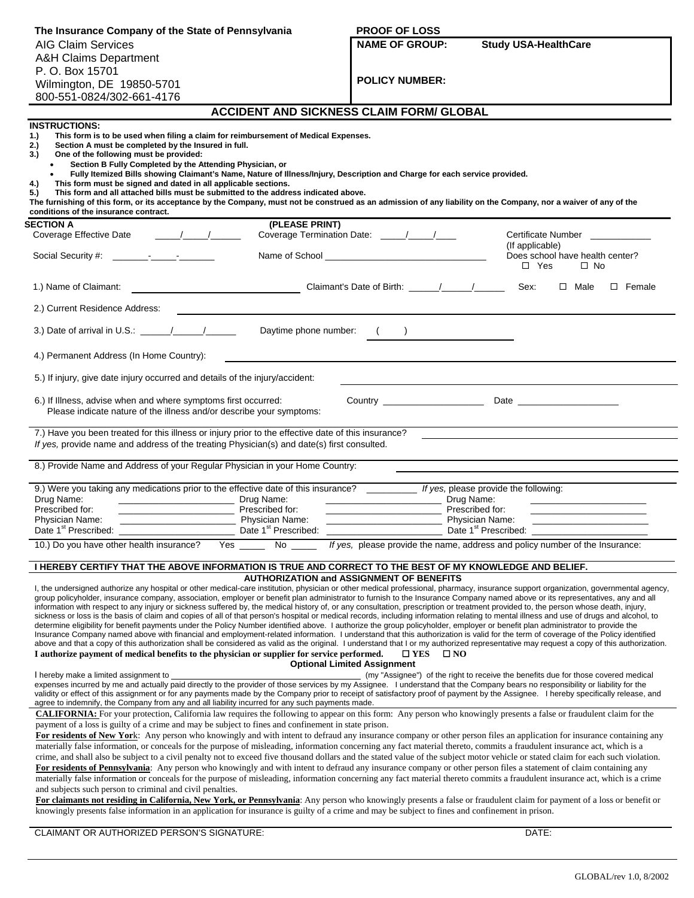**The Insurance Company of the State of Pennsylvania**
AIG Claim Services
A&H Claims Department
P. O. Box 15701
Wilmington, DE 19850-5701
800-551-0824/302-661-4176

**PROOF OF LOSS**

| | |
|---|---|
| **NAME OF GROUP:** | **Study USA-HealthCare** |
| **POLICY NUMBER:** | |

## ACCIDENT AND SICKNESS CLAIM FORM/ GLOBAL

**INSTRUCTIONS:**

1.) **This form is to be used when filing a claim for reimbursement of Medical Expenses.**
2.) **Section A must be completed by the Insured in full.**
3.) **One of the following must be provided:**
- **Section B Fully Completed by the Attending Physician, or**
- **Fully Itemized Bills showing Claimant's Name, Nature of Illness/Injury, Description and Charge for each service provided.**

4.) **This form must be signed and dated in all applicable sections.**
5.) **This form and all attached bills must be submitted to the address indicated above.**

**The furnishing of this form, or its acceptance by the Company, must not be construed as an admission of any liability on the Company, nor a waiver of any of the conditions of the insurance contract.**

**SECTION A** **(PLEASE PRINT)**

Coverage Effective Date \_\_\_\_/\_\_\_\_/\_\_\_\_ Coverage Termination Date: \_\_\_\_/\_\_\_\_/\_\_\_\_ Certificate Number \_\_\_\_\_\_\_\_ (If applicable)

Social Security #: \_\_\_\_-\_\_\_\_-\_\_\_\_ Name of School \_\_\_\_\_\_\_\_\_\_\_\_ Does school have health center? ☐ Yes ☐ No

1.) Name of Claimant: \_\_\_\_\_\_\_\_\_\_\_\_ Claimant's Date of Birth: \_\_\_\_/\_\_\_\_/\_\_\_\_ Sex: ☐ Male ☐ Female

2.) Current Residence Address: \_\_\_\_\_\_\_\_\_\_\_\_

3.) Date of arrival in U.S.: \_\_\_\_/\_\_\_\_/\_\_\_\_ Daytime phone number: ( ) \_\_\_\_\_\_\_\_

4.) Permanent Address (In Home Country): \_\_\_\_\_\_\_\_\_\_\_\_

5.) If injury, give date injury occurred and details of the injury/accident: \_\_\_\_\_\_\_\_\_\_\_\_

6.) If Illness, advise when and where symptoms first occurred: Country \_\_\_\_\_\_\_\_ Date \_\_\_\_\_\_\_\_
Please indicate nature of the illness and/or describe your symptoms:

7.) Have you been treated for this illness or injury prior to the effective date of this insurance? \_\_\_\_\_\_\_\_
*If yes,* provide name and address of the treating Physician(s) and date(s) first consulted.

8.) Provide Name and Address of your Regular Physician in your Home Country: \_\_\_\_\_\_\_\_\_\_\_\_

9.) Were you taking any medications prior to the effective date of this insurance? \_\_\_\_\_\_ *If yes,* please provide the following:

| | | | | | |
|---|---|---|---|---|---|
| Drug Name: | | Drug Name: | | Drug Name: | |
| Prescribed for: | | Prescribed for: | | Prescribed for: | |
| Physician Name: | | Physician Name: | | Physician Name: | |
| Date 1st Prescribed: | | Date 1st Prescribed: | | Date 1st Prescribed: | |

10.) Do you have other health insurance? Yes \_\_\_\_ No \_\_\_\_ *If yes,* please provide the name, address and policy number of the Insurance:

**I HEREBY CERTIFY THAT THE ABOVE INFORMATION IS TRUE AND CORRECT TO THE BEST OF MY KNOWLEDGE AND BELIEF.**

**AUTHORIZATION and ASSIGNMENT OF BENEFITS**

I, the undersigned authorize any hospital or other medical-care institution, physician or other medical professional, pharmacy, insurance support organization, governmental agency, group policyholder, insurance company, association, employer or benefit plan administrator to furnish to the Insurance Company named above or its representatives, any and all information with respect to any injury or sickness suffered by, the medical history of, or any consultation, prescription or treatment provided to, the person whose death, injury, sickness or loss is the basis of claim and copies of all of that person's hospital or medical records, including information relating to mental illness and use of drugs and alcohol, to determine eligibility for benefit payments under the Policy Number identified above. I authorize the group policyholder, employer or benefit plan administrator to provide the Insurance Company named above with financial and employment-related information. I understand that this authorization is valid for the term of coverage of the Policy identified above and that a copy of this authorization shall be considered as valid as the original. I understand that I or my authorized representative may request a copy of this authorization.
**I authorize payment of medical benefits to the physician or supplier for service performed. ☐ YES ☐ NO**

**Optional Limited Assignment**

I hereby make a limited assignment to \_\_\_\_\_\_\_\_\_\_\_\_ (my "Assignee") of the right to receive the benefits due for those covered medical expenses incurred by me and actually paid directly to the provider of those services by my Assignee. I understand that the Company bears no responsibility or liability for the validity or effect of this assignment or for any payments made by the Company prior to receipt of satisfactory proof of payment by the Assignee. I hereby specifically release, and agree to indemnify, the Company from any and all liability incurred for any such payments made.

**CALIFORNIA:** For your protection, California law requires the following to appear on this form: Any person who knowingly presents a false or fraudulent claim for the payment of a loss is guilty of a crime and may be subject to fines and confinement in state prison.

**For residents of New York**: Any person who knowingly and with intent to defraud any insurance company or other person files an application for insurance containing any materially false information, or conceals for the purpose of misleading, information concerning any fact material thereto, commits a fraudulent insurance act, which is a crime, and shall also be subject to a civil penalty not to exceed five thousand dollars and the stated value of the subject motor vehicle or stated claim for each such violation.

**For residents of Pennsylvania**: Any person who knowingly and with intent to defraud any insurance company or other person files a statement of claim containing any materially false information or conceals for the purpose of misleading, information concerning any fact material thereto commits a fraudulent insurance act, which is a crime and subjects such person to criminal and civil penalties.

**For claimants not residing in California, New York, or Pennsylvania**: Any person who knowingly presents a false or fraudulent claim for payment of a loss or benefit or knowingly presents false information in an application for insurance is guilty of a crime and may be subject to fines and confinement in prison.

CLAIMANT OR AUTHORIZED PERSON'S SIGNATURE: \_\_\_\_\_\_\_\_\_\_\_\_ DATE: \_\_\_\_\_\_\_\_

GLOBAL/rev 1.0, 8/2002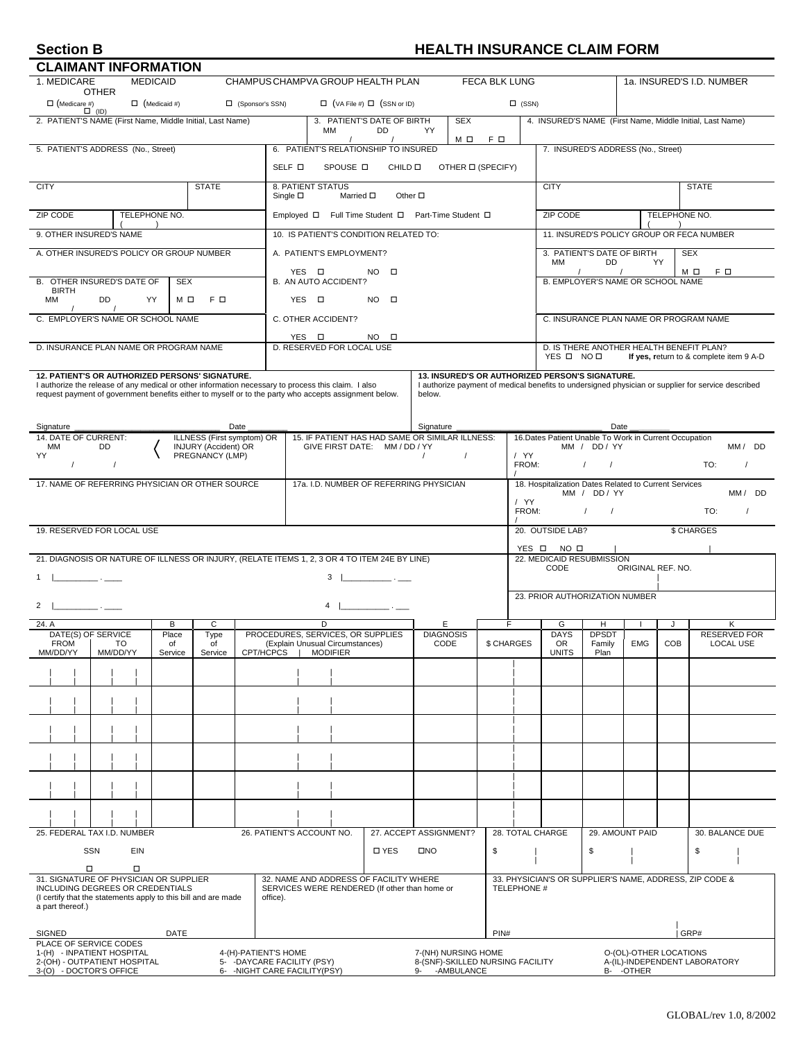## Section B

## HEALTH INSURANCE CLAIM FORM

## CLAIMANT INFORMATION

1. MEDICARE  MEDICAID  CHAMPUS CHAMPVA GROUP HEALTH PLAN  FECA BLK LUNG  OTHER

☐ (Medicare #)  ☐ (Medicaid #)  ☐ (Sponsor's SSN)  ☐ (VA File #) ☐ (SSN or ID)  ☐ (SSN)  ☐ (ID)

1a. INSURED'S I.D. NUMBER

2. PATIENT'S NAME (First Name, Middle Initial, Last Name)

3. PATIENT'S DATE OF BIRTH MM DD YY / / SEX M ☐ F ☐

4. INSURED'S NAME (First Name, Middle Initial, Last Name)

5. PATIENT'S ADDRESS (No., Street)

6. PATIENT'S RELATIONSHIP TO INSURED
SELF ☐ SPOUSE ☐ CHILD ☐ OTHER ☐ (SPECIFY)

7. INSURED'S ADDRESS (No., Street)

CITY  STATE

8. PATIENT STATUS
Single ☐ Married ☐ Other ☐

CITY  STATE

ZIP CODE  TELEPHONE NO. ( )

Employed ☐ Full Time Student ☐ Part-Time Student ☐

ZIP CODE  TELEPHONE NO. ( )

9. OTHER INSURED'S NAME

10. IS PATIENT'S CONDITION RELATED TO:

11. INSURED'S POLICY GROUP OR FECA NUMBER

A. OTHER INSURED'S POLICY OR GROUP NUMBER

A. PATIENT'S EMPLOYMENT?
YES ☐ NO ☐

3. PATIENT'S DATE OF BIRTH MM DD YY / / SEX M ☐ F ☐

B. OTHER INSURED'S DATE OF BIRTH MM DD YY / / SEX M ☐ F ☐

B. AN AUTO ACCIDENT?
YES ☐ NO ☐

B. EMPLOYER'S NAME OR SCHOOL NAME

C. EMPLOYER'S NAME OR SCHOOL NAME

C. OTHER ACCIDENT?
YES ☐ NO ☐

C. INSURANCE PLAN NAME OR PROGRAM NAME

D. INSURANCE PLAN NAME OR PROGRAM NAME

D. RESERVED FOR LOCAL USE

D. IS THERE ANOTHER HEALTH BENEFIT PLAN?
YES ☐ NO ☐ **If yes, return to & complete item 9 A-D**

**12. PATIENT'S OR AUTHORIZED PERSONS' SIGNATURE.**
I authorize the release of any medical or other information necessary to process this claim. I also request payment of government benefits either to myself or to the party who accepts assignment below.

Signature ____________________ Date ________

**13. INSURED'S OR AUTHORIZED PERSON'S SIGNATURE.**
I authorize payment of medical benefits to undersigned physician or supplier for service described below.

Signature ____________________ Date ________

14. DATE OF CURRENT: MM DD YY / / ILLNESS (First symptom) OR INJURY (Accident) OR PREGNANCY (LMP)

15. IF PATIENT HAS HAD SAME OR SIMILAR ILLNESS: GIVE FIRST DATE: MM / DD / YY / /

16. Dates Patient Unable To Work in Current Occupation MM / DD / YY FROM: / / TO: MM / DD / YY / /

17. NAME OF REFERRING PHYSICIAN OR OTHER SOURCE

17a. I.D. NUMBER OF REFERRING PHYSICIAN

18. Hospitalization Dates Related to Current Services MM / DD / YY FROM: / / TO: MM / DD / YY / /

19. RESERVED FOR LOCAL USE

20. OUTSIDE LAB? YES ☐ NO ☐ $ CHARGES

21. DIAGNOSIS OR NATURE OF ILLNESS OR INJURY, (RELATE ITEMS 1, 2, 3 OR 4 TO ITEM 24E BY LINE)

1 |_________ . ____  3 |__________ . ___

2 |_________ . ____  4 |__________ . ___

22. MEDICAID RESUBMISSION CODE  ORIGINAL REF. NO.

23. PRIOR AUTHORIZATION NUMBER

| 24. A DATE(S) OF SERVICE FROM MM/DD/YY | TO MM/DD/YY | B Place of Service | C Type of Service | D PROCEDURES, SERVICES, OR SUPPLIES (Explain Unusual Circumstances) CPT/HCPCS \| MODIFIER | E DIAGNOSIS CODE | F $ CHARGES | G DAYS OR UNITS | H DPSDT Family Plan | I EMG | J COB | K RESERVED FOR LOCAL USE |
|---|---|---|---|---|---|---|---|---|---|---|---|
| | | | | | | | | | | | |
| | | | | | | | | | | | |
| | | | | | | | | | | | |
| | | | | | | | | | | | |
| | | | | | | | | | | | |
| | | | | | | | | | | | |

25. FEDERAL TAX I.D. NUMBER  SSN ☐ EIN ☐

26. PATIENT'S ACCOUNT NO.

27. ACCEPT ASSIGNMENT? ☐ YES ☐ NO

28. TOTAL CHARGE $

29. AMOUNT PAID $

30. BALANCE DUE $

31. SIGNATURE OF PHYSICIAN OR SUPPLIER INCLUDING DEGREES OR CREDENTIALS
(I certify that the statements apply to this bill and are made a part thereof.)

SIGNED  DATE

32. NAME AND ADDRESS OF FACILITY WHERE SERVICES WERE RENDERED (If other than home or office).

33. PHYSICIAN'S OR SUPPLIER'S NAME, ADDRESS, ZIP CODE & TELEPHONE #

PIN#  GRP#

PLACE OF SERVICE CODES

- 1-(H) - INPATIENT HOSPITAL
- 2-(OH) - OUTPATIENT HOSPITAL
- 3-(O) - DOCTOR'S OFFICE
- 4-(H)-PATIENT'S HOME
- 5- -DAYCARE FACILITY (PSY)
- 6- -NIGHT CARE FACILITY(PSY)
- 7-(NH) NURSING HOME
- 8-(SNF)-SKILLED NURSING FACILITY
- 9- -AMBULANCE
- O-(OL)-OTHER LOCATIONS
- A-(IL)-INDEPENDENT LABORATORY
- B- -OTHER

GLOBAL/rev 1.0, 8/2002